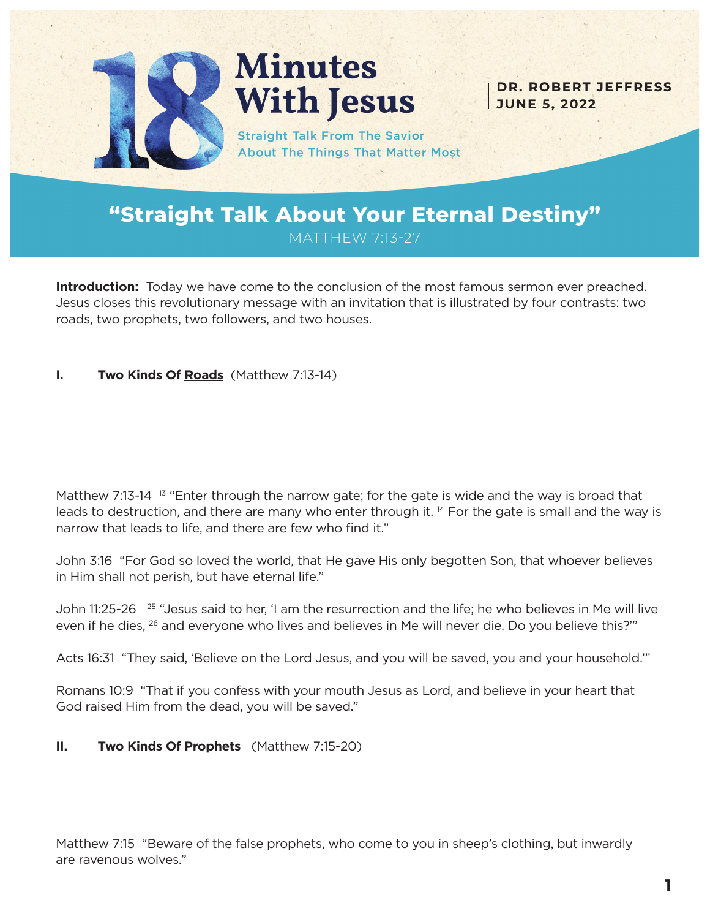# 18 Minutes With Jesus

Straight Talk From The Savior About The Things That Matter Most

**DR. ROBERT JEFFRESS**
**JUNE 5, 2022**

## "Straight Talk About Your Eternal Destiny"

MATTHEW 7:13-27

**Introduction:** Today we have come to the conclusion of the most famous sermon ever preached. Jesus closes this revolutionary message with an invitation that is illustrated by four contrasts: two roads, two prophets, two followers, and two houses.

### I. Two Kinds Of <u>Roads</u> (Matthew 7:13-14)

Matthew 7:13-14 [13] "Enter through the narrow gate; for the gate is wide and the way is broad that leads to destruction, and there are many who enter through it. [14] For the gate is small and the way is narrow that leads to life, and there are few who find it."

John 3:16 "For God so loved the world, that He gave His only begotten Son, that whoever believes in Him shall not perish, but have eternal life."

John 11:25-26 [25] "Jesus said to her, 'I am the resurrection and the life; he who believes in Me will live even if he dies, [26] and everyone who lives and believes in Me will never die. Do you believe this?'"

Acts 16:31 "They said, 'Believe on the Lord Jesus, and you will be saved, you and your household.'"

Romans 10:9 "That if you confess with your mouth Jesus as Lord, and believe in your heart that God raised Him from the dead, you will be saved."

### II. Two Kinds Of <u>Prophets</u> (Matthew 7:15-20)

Matthew 7:15 "Beware of the false prophets, who come to you in sheep's clothing, but inwardly are ravenous wolves."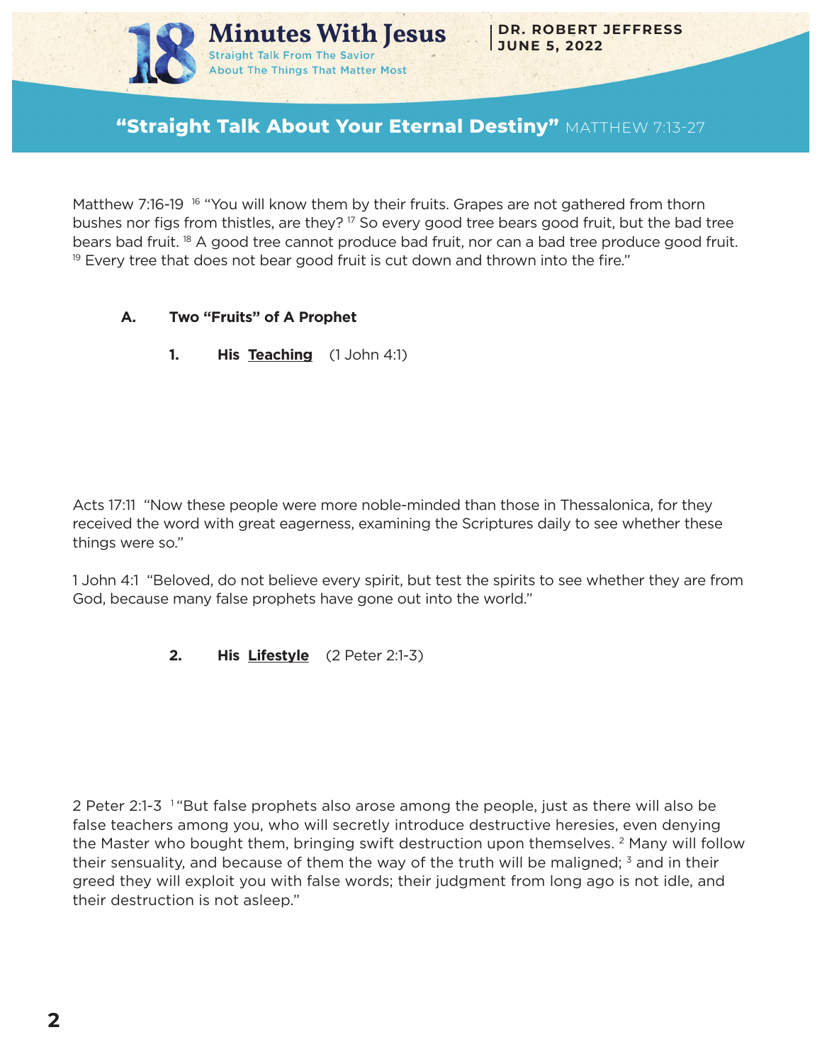Matthew 7:16-19 [16] "You will know them by their fruits. Grapes are not gathered from thorn bushes nor figs from thistles, are they? [17] So every good tree bears good fruit, but the bad tree bears bad fruit. [18] A good tree cannot produce bad fruit, nor can a bad tree produce good fruit. [19] Every tree that does not bear good fruit is cut down and thrown into the fire."

### A. Two "Fruits" of A Prophet

**1. His Teaching** (1 John 4:1)

Acts 17:11 "Now these people were more noble-minded than those in Thessalonica, for they received the word with great eagerness, examining the Scriptures daily to see whether these things were so."

1 John 4:1 "Beloved, do not believe every spirit, but test the spirits to see whether they are from God, because many false prophets have gone out into the world."

**2. His Lifestyle** (2 Peter 2:1-3)

2 Peter 2:1-3 [1] "But false prophets also arose among the people, just as there will also be false teachers among you, who will secretly introduce destructive heresies, even denying the Master who bought them, bringing swift destruction upon themselves. [2] Many will follow their sensuality, and because of them the way of the truth will be maligned; [3] and in their greed they will exploit you with false words; their judgment from long ago is not idle, and their destruction is not asleep."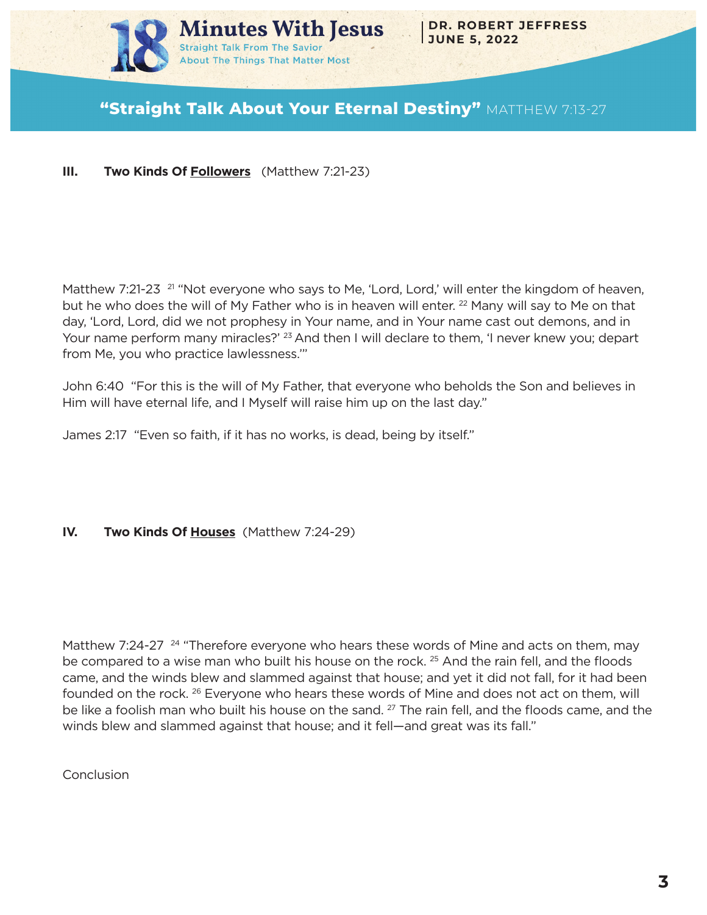## "Straight Talk About Your Eternal Destiny" MATTHEW 7:13-27

**III.  Two Kinds Of Followers** (Matthew 7:21-23)

Matthew 7:21-23 [21] "Not everyone who says to Me, 'Lord, Lord,' will enter the kingdom of heaven, but he who does the will of My Father who is in heaven will enter. [22] Many will say to Me on that day, 'Lord, Lord, did we not prophesy in Your name, and in Your name cast out demons, and in Your name perform many miracles?' [23] And then I will declare to them, 'I never knew you; depart from Me, you who practice lawlessness.'"

John 6:40 "For this is the will of My Father, that everyone who beholds the Son and believes in Him will have eternal life, and I Myself will raise him up on the last day."

James 2:17 "Even so faith, if it has no works, is dead, being by itself."

**IV.  Two Kinds Of Houses** (Matthew 7:24-29)

Matthew 7:24-27 [24] "Therefore everyone who hears these words of Mine and acts on them, may be compared to a wise man who built his house on the rock. [25] And the rain fell, and the floods came, and the winds blew and slammed against that house; and yet it did not fall, for it had been founded on the rock. [26] Everyone who hears these words of Mine and does not act on them, will be like a foolish man who built his house on the sand. [27] The rain fell, and the floods came, and the winds blew and slammed against that house; and it fell—and great was its fall."

Conclusion